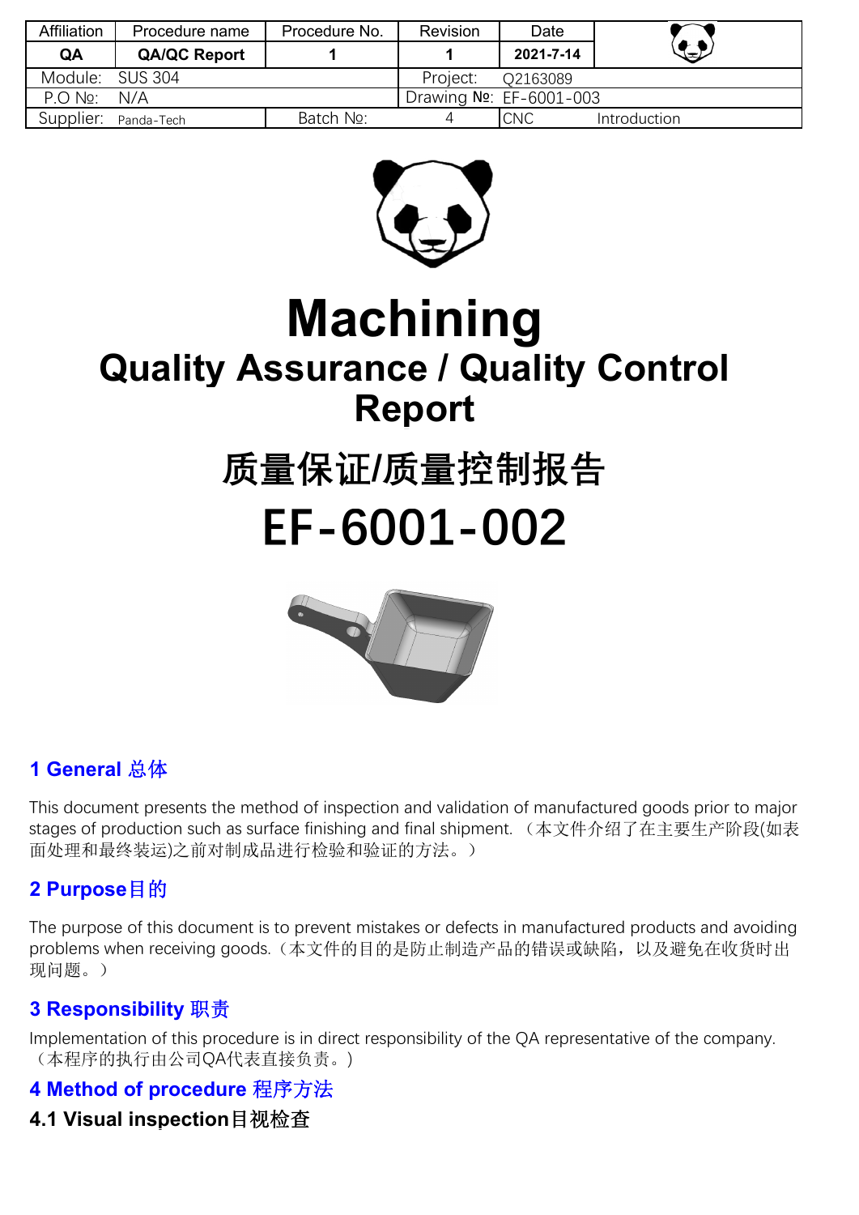| Affiliation | Procedure name | Procedure No. | Revision | Date | |
|---|---|---|---|---|---|
| **QA** | **QA/QC Report** | **1** | **1** | **2021-7-14** | |
| Module: SUS 304 | | | Project: Q2163089 | | |
| P.O №: N/A | | | Drawing №: EF-6001-003 | | |
| Supplier: Panda-Tech | | Batch №: | 4 | CNC | Introduction |

# Machining

## Quality Assurance / Quality Control Report

## 质量保证/质量控制报告

# EF-6001-002

### 1 General 总体

This document presents the method of inspection and validation of manufactured goods prior to major stages of production such as surface finishing and final shipment. （本文件介绍了在主要生产阶段(如表面处理和最终装运)之前对制成品进行检验和验证的方法。）

### 2 Purpose目的

The purpose of this document is to prevent mistakes or defects in manufactured products and avoiding problems when receiving goods.（本文件的目的是防止制造产品的错误或缺陷，以及避免在收货时出现问题。）

### 3 Responsibility 职责

Implementation of this procedure is in direct responsibility of the QA representative of the company. （本程序的执行由公司QA代表直接负责。）

### 4 Method of procedure 程序方法

#### 4.1 Visual inspection目视检查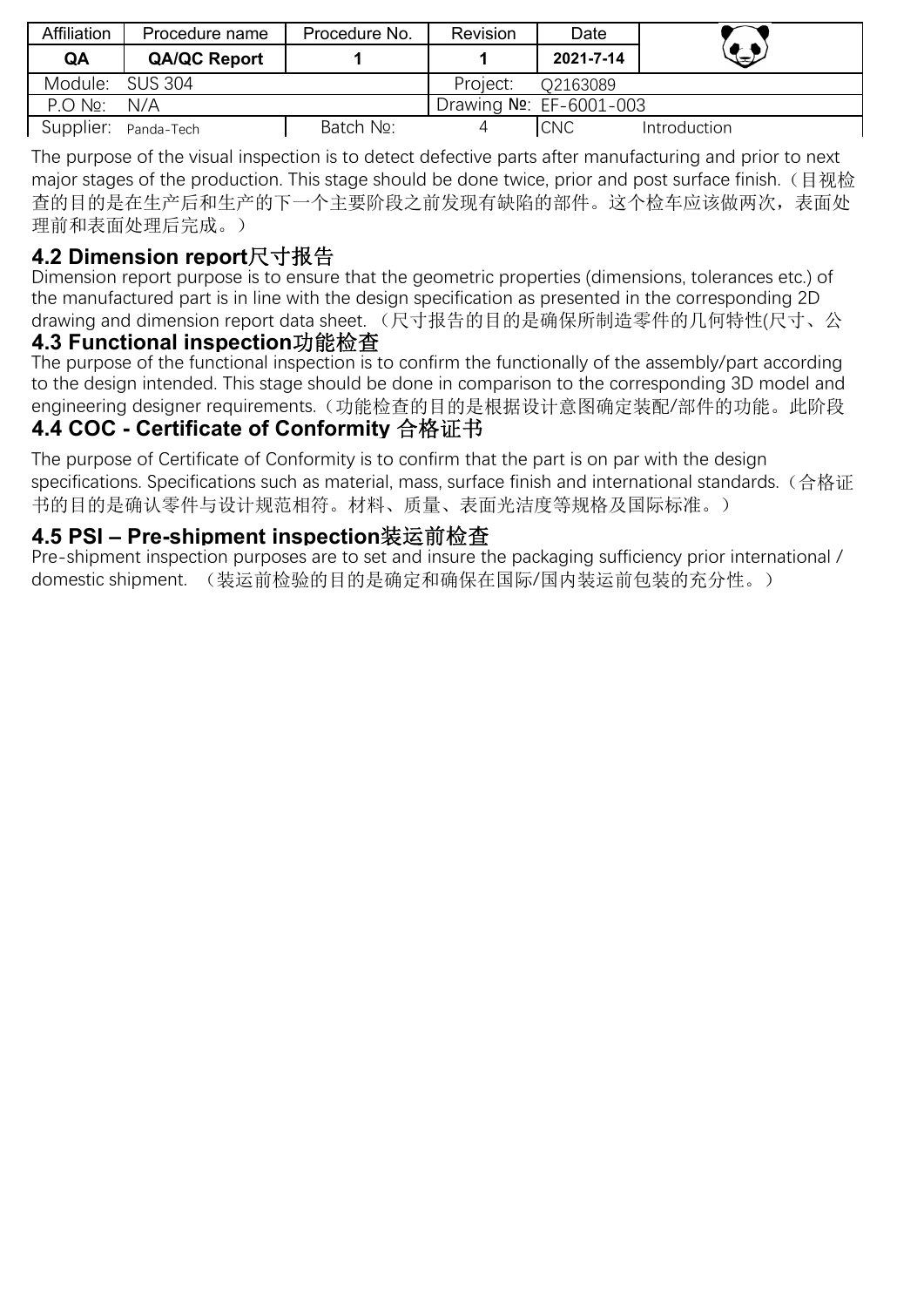| Affiliation | Procedure name | Procedure No. | Revision | Date | |
|---|---|---|---|---|---|
| QA | QA/QC Report | 1 | 1 | 2021-7-14 | |
| Module: SUS 304 | | | Project: Q2163089 | | |
| P.O №: N/A | | | Drawing №: EF-6001-003 | | |
| Supplier: Panda-Tech | | Batch №: | 4 | CNC | Introduction |

The purpose of the visual inspection is to detect defective parts after manufacturing and prior to next major stages of the production. This stage should be done twice, prior and post surface finish.（目视检查的目的是在生产后和生产的下一个主要阶段之前发现有缺陷的部件。这个检车应该做两次，表面处理前和表面处理后完成。）

## 4.2 Dimension report尺寸报告

Dimension report purpose is to ensure that the geometric properties (dimensions, tolerances etc.) of the manufactured part is in line with the design specification as presented in the corresponding 2D drawing and dimension report data sheet. （尺寸报告的目的是确保所制造零件的几何特性(尺寸、公

## 4.3 Functional inspection功能检查

The purpose of the functional inspection is to confirm the functionally of the assembly/part according to the design intended. This stage should be done in comparison to the corresponding 3D model and engineering designer requirements.（功能检查的目的是根据设计意图确定装配/部件的功能。此阶段

## 4.4 COC - Certificate of Conformity 合格证书

The purpose of Certificate of Conformity is to confirm that the part is on par with the design specifications. Specifications such as material, mass, surface finish and international standards.（合格证书的目的是确认零件与设计规范相符。材料、质量、表面光洁度等规格及国际标准。）

## 4.5 PSI – Pre-shipment inspection装运前检查

Pre-shipment inspection purposes are to set and insure the packaging sufficiency prior international / domestic shipment. （装运前检验的目的是确定和确保在国际/国内装运前包装的充分性。）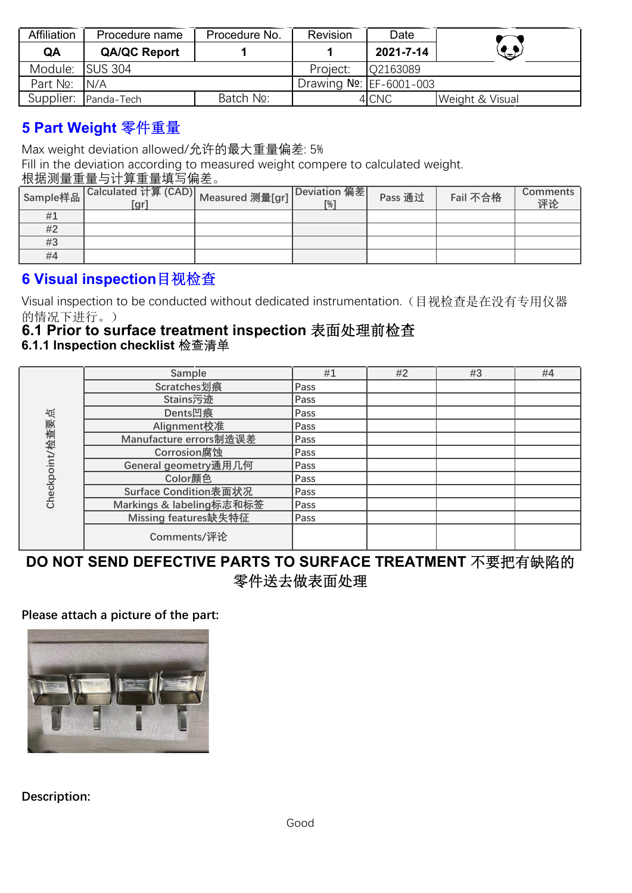| Affiliation | Procedure name | Procedure No. | Revision | Date | |
|---|---|---|---|---|---|
| **QA** | **QA/QC Report** | **1** | **1** | **2021-7-14** | |
| Module: | SUS 304 | | Project: | Q2163089 | |
| Part №: | N/A | | Drawing №: | EF-6001-003 | |
| Supplier: | Panda-Tech | Batch №: | 4 | CNC | Weight & Visual |

## 5 Part Weight 零件重量

Max weight deviation allowed/允许的最大重量偏差: 5%

Fill in the deviation according to measured weight compere to calculated weight.
根据测量重量与计算重量填写偏差。

| Sample样品 | Calculated 计算 (CAD) [gr] | Measured 测量[gr] | Deviation 偏差 [%] | Pass 通过 | Fail 不合格 | Comments 评论 |
|---|---|---|---|---|---|---|
| #1 | | | | | | |
| #2 | | | | | | |
| #3 | | | | | | |
| #4 | | | | | | |

## 6 Visual inspection目视检查

Visual inspection to be conducted without dedicated instrumentation.（目视检查是在没有专用仪器的情况下进行。）

### 6.1 Prior to surface treatment inspection 表面处理前检查

#### 6.1.1 Inspection checklist 检查清单

| Checkpoint/检查要点 | Sample | #1 | #2 | #3 | #4 |
|---|---|---|---|---|---|
| | Scratches划痕 | Pass | | | |
| | Stains污迹 | Pass | | | |
| | Dents凹痕 | Pass | | | |
| | Alignment校准 | Pass | | | |
| | Manufacture errors制造误差 | Pass | | | |
| | Corrosion腐蚀 | Pass | | | |
| | General geometry通用几何 | Pass | | | |
| | Color颜色 | Pass | | | |
| | Surface Condition表面状况 | Pass | | | |
| | Markings & labeling标志和标签 | Pass | | | |
| | Missing features缺失特征 | Pass | | | |
| | Comments/评论 | | | | |

**DO NOT SEND DEFECTIVE PARTS TO SURFACE TREATMENT 不要把有缺陷的零件送去做表面处理**

**Please attach a picture of the part:**

**Description:**

Good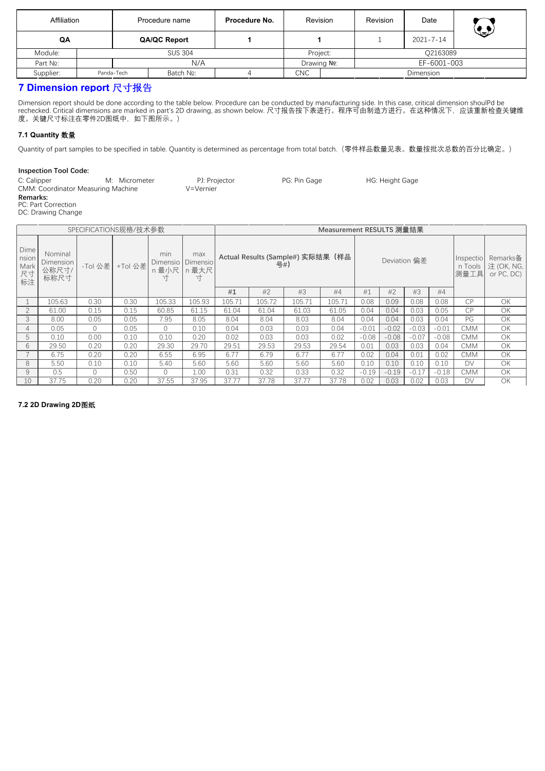| Affiliation | Procedure name | Procedure No. | Revision | Revision | Date |
|---|---|---|---|---|---|
| QA | QA/QC Report | 1 | 1 | 1 | 2021-7-14 |

| Module: | SUS 304 | Project: | Q2163089 |
|---|---|---|---|
| Part №: | N/A | Drawing №: | EF-6001-003 |
| Supplier: | Panda-Tech | Batch №: 4 | CNC | Dimension |

## 7 Dimension report 尺寸报告

Dimension report should be done according to the table below. Procedure can be conducted by manufacturing side. In this case, critical dimension shoulPd be rechecked. Critical dimensions are marked in part's 2D drawing, as shown below. 尺寸报告按下表进行。程序可由制造方进行。在这种情况下，应该重新检查关键维度。关键尺寸标注在零件2D图纸中，如下图所示。）

### 7.1 Quantity 数量

Quantity of part samples to be specified in table. Quantity is determined as percentage from total batch.（零件样品数量见表。数量按批次总数的百分比确定。）

**Inspection Tool Code:**

C: Callipper　M: Micrometer　PJ: Projector　PG: Pin Gage　HG: Height Gage

CMM: Coordinator Measuring Machine　V=Vernier

**Remarks:**

PC: Part Correction

DC: Drawing Change

| SPECIFICATIONS规格/技术参数 | | | | | | Measurement RESULTS 测量结果 | | | | | | | | | |
|---|---|---|---|---|---|---|---|---|---|---|---|---|---|---|---|
| Dimension Mark 尺寸标注 | Nominal Dimension 公称尺寸/标称尺寸 | -Tol 公差 | +Tol 公差 | min Dimension 最小尺寸 | max Dimension 最大尺寸 | Actual Results (Sample#) 实际结果（样品号#） | | | | Deviation 偏差 | | | | Inspection Tools 测量工具 | Remarks备注 (OK, NG, or PC, DC) |
| | | | | | | #1 | #2 | #3 | #4 | #1 | #2 | #3 | #4 | | |
| 1 | 105.63 | 0.30 | 0.30 | 105.33 | 105.93 | 105.71 | 105.72 | 105.71 | 105.71 | 0.08 | 0.09 | 0.08 | 0.08 | CP | OK |
| 2 | 61.00 | 0.15 | 0.15 | 60.85 | 61.15 | 61.04 | 61.04 | 61.03 | 61.05 | 0.04 | 0.04 | 0.03 | 0.05 | CP | OK |
| 3 | 8.00 | 0.05 | 0.05 | 7.95 | 8.05 | 8.04 | 8.04 | 8.03 | 8.04 | 0.04 | 0.04 | 0.03 | 0.04 | PG | OK |
| 4 | 0.05 | 0 | 0.05 | 0 | 0.10 | 0.04 | 0.03 | 0.03 | 0.04 | -0.01 | -0.02 | -0.03 | -0.01 | CMM | OK |
| 5 | 0.10 | 0.00 | 0.10 | 0.10 | 0.20 | 0.02 | 0.03 | 0.03 | 0.02 | -0.08 | -0.08 | -0.07 | -0.08 | CMM | OK |
| 6 | 29.50 | 0.20 | 0.20 | 29.30 | 29.70 | 29.51 | 29.53 | 29.53 | 29.54 | 0.01 | 0.03 | 0.03 | 0.04 | CMM | OK |
| 7 | 6.75 | 0.20 | 0.20 | 6.55 | 6.95 | 6.77 | 6.79 | 6.77 | 6.77 | 0.02 | 0.04 | 0.01 | 0.02 | CMM | OK |
| 8 | 5.50 | 0.10 | 0.10 | 5.40 | 5.60 | 5.60 | 5.60 | 5.60 | 5.60 | 0.10 | 0.10 | 0.10 | 0.10 | DV | OK |
| 9 | 0.5 | 0 | 0.50 | 0 | 1.00 | 0.31 | 0.32 | 0.33 | 0.32 | -0.19 | -0.19 | -0.17 | -0.18 | CMM | OK |
| 10 | 37.75 | 0.20 | 0.20 | 37.55 | 37.95 | 37.77 | 37.78 | 37.77 | 37.78 | 0.02 | 0.03 | 0.02 | 0.03 | DV | OK |

### 7.2 2D Drawing 2D图纸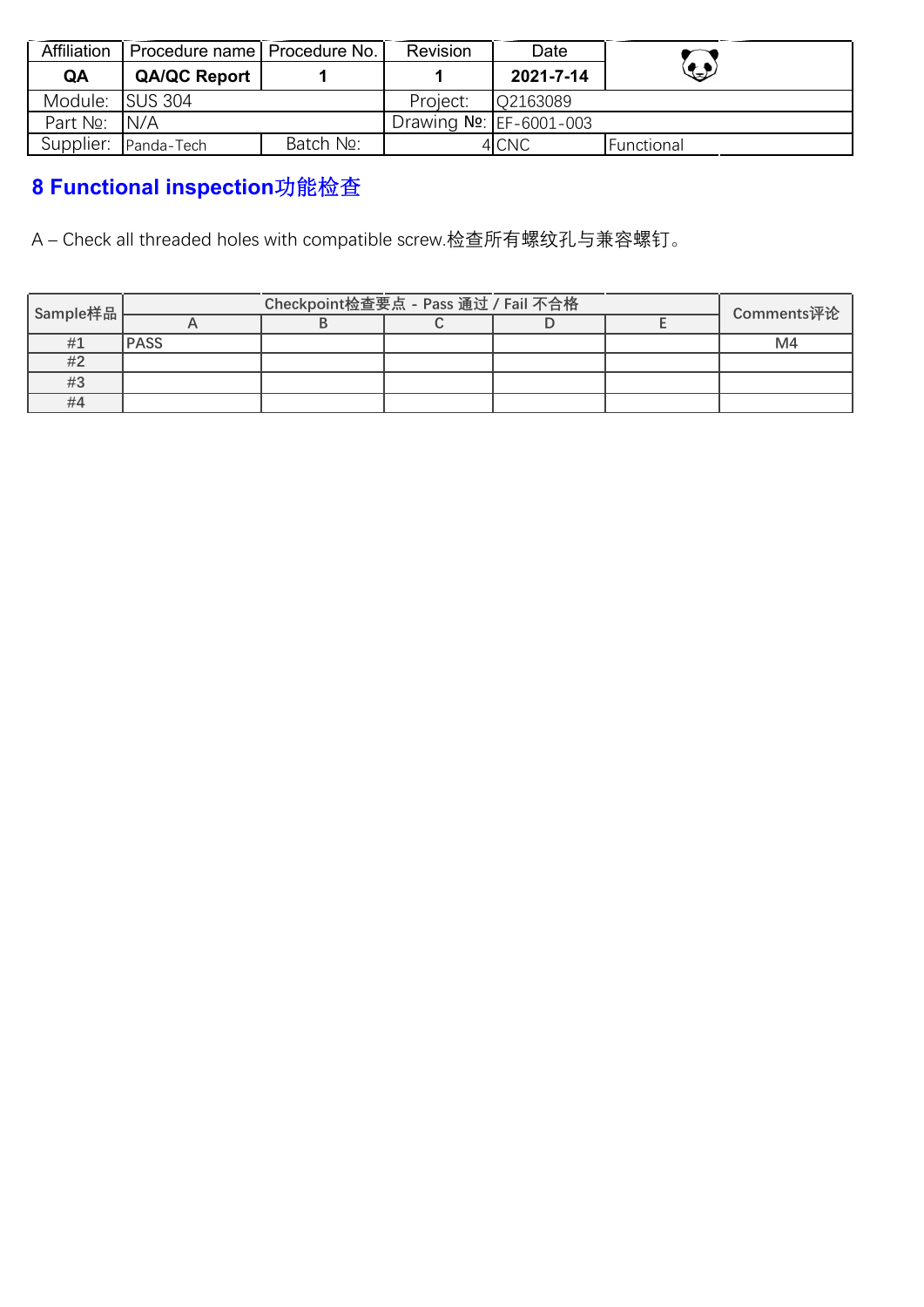| Affiliation | Procedure name | Procedure No. | Revision | Date | |
|---|---|---|---|---|---|
| **QA** | **QA/QC Report** | **1** | **1** | **2021-7-14** | |
| Module: | SUS 304 | | Project: | Q2163089 | |
| Part №: | N/A | | Drawing №: | EF-6001-003 | |
| Supplier: | Panda-Tech | Batch №: | 4 | CNC | Functional |

## 8 Functional inspection功能检查

A – Check all threaded holes with compatible screw.检查所有螺纹孔与兼容螺钉。

| Sample样品 | Checkpoint检查要点 - Pass 通过 / Fail 不合格 | | | | | Comments评论 |
|---|---|---|---|---|---|---|
| | A | B | C | D | E | |
| #1 | PASS | | | | | M4 |
| #2 | | | | | | |
| #3 | | | | | | |
| #4 | | | | | | |